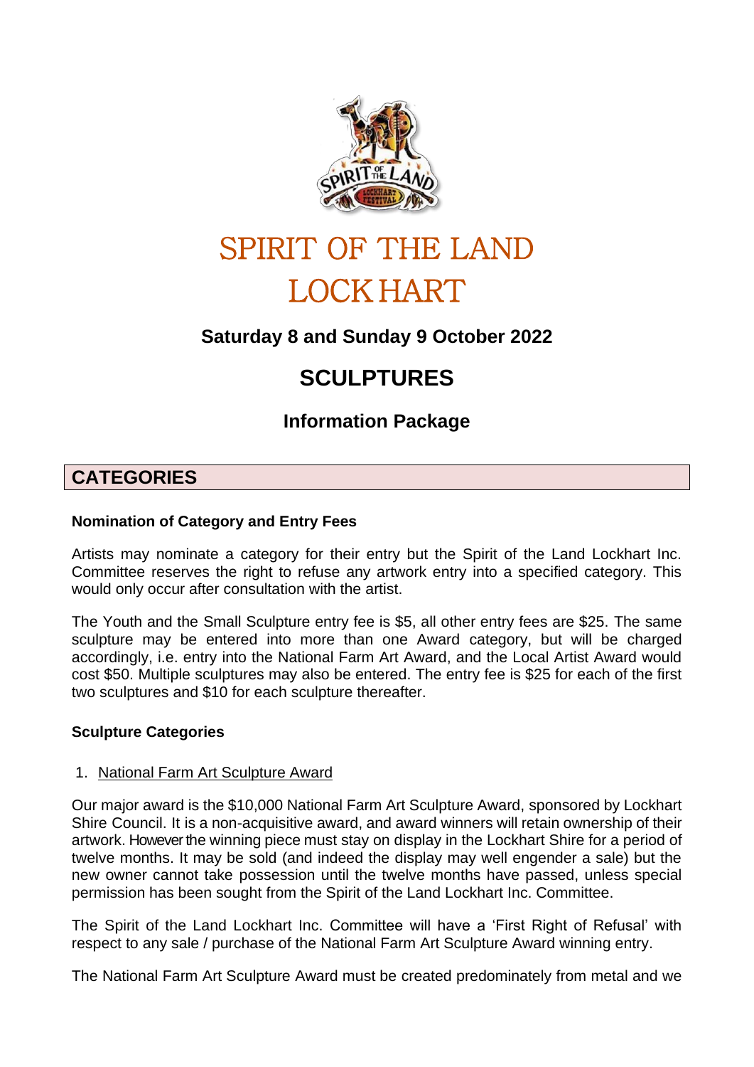# SPIRIT OF THE LAND LOCKHART

### Saturday 8 and Sunday 9 October 2022

## SCULPTURES

### Information Package

## CATEGORIES

**Nomination of Category and Entry Fees**

Artists may nominate a category for their entry but the Spirit of the Land Lockhart Inc. Committee reserves the right to refuse any artwork entry into a specified category. This would only occur after consultation with the artist.

The Youth and the Small Sculpture entry fee is $5, all other entry fees are $25. The same sculpture may be entered into more than one Award category, but will be charged accordingly, i.e. entry into the National Farm Art Award, and the Local Artist Award would cost $50. Multiple sculptures may also be entered. The entry fee is $25 for each of the first two sculptures and $10 for each sculpture thereafter.

**Sculpture Categories**

1. National Farm Art Sculpture Award

Our major award is the $10,000 National Farm Art Sculpture Award, sponsored by Lockhart Shire Council. It is a non-acquisitive award, and award winners will retain ownership of their artwork. However the winning piece must stay on display in the Lockhart Shire for a period of twelve months. It may be sold (and indeed the display may well engender a sale) but the new owner cannot take possession until the twelve months have passed, unless special permission has been sought from the Spirit of the Land Lockhart Inc. Committee.

The Spirit of the Land Lockhart Inc. Committee will have a 'First Right of Refusal' with respect to any sale / purchase of the National Farm Art Sculpture Award winning entry.

The National Farm Art Sculpture Award must be created predominately from metal and we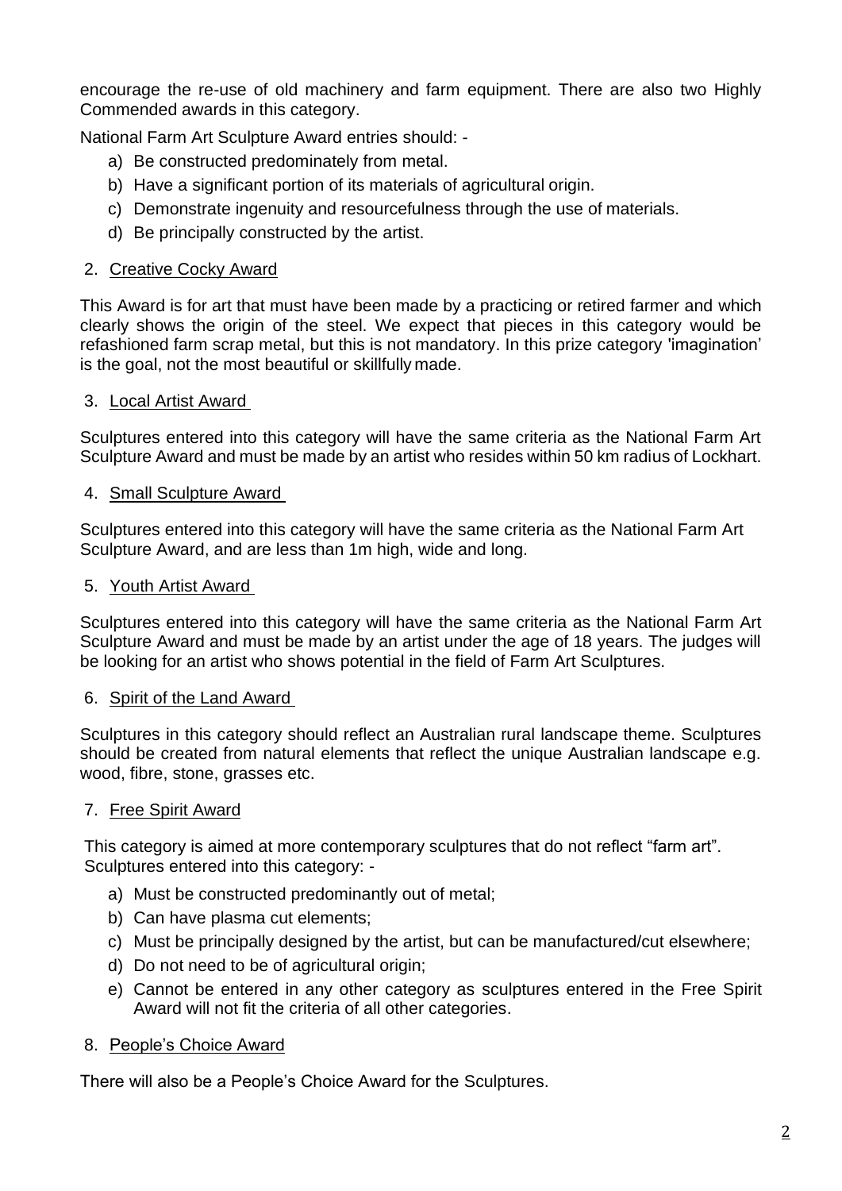encourage the re-use of old machinery and farm equipment. There are also two Highly Commended awards in this category.

National Farm Art Sculpture Award entries should: -

a) Be constructed predominately from metal.
b) Have a significant portion of its materials of agricultural origin.
c) Demonstrate ingenuity and resourcefulness through the use of materials.
d) Be principally constructed by the artist.

2. Creative Cocky Award

This Award is for art that must have been made by a practicing or retired farmer and which clearly shows the origin of the steel. We expect that pieces in this category would be refashioned farm scrap metal, but this is not mandatory. In this prize category 'imagination' is the goal, not the most beautiful or skillfully made.

3. Local Artist Award

Sculptures entered into this category will have the same criteria as the National Farm Art Sculpture Award and must be made by an artist who resides within 50 km radius of Lockhart.

4. Small Sculpture Award

Sculptures entered into this category will have the same criteria as the National Farm Art Sculpture Award, and are less than 1m high, wide and long.

5. Youth Artist Award

Sculptures entered into this category will have the same criteria as the National Farm Art Sculpture Award and must be made by an artist under the age of 18 years. The judges will be looking for an artist who shows potential in the field of Farm Art Sculptures.

6. Spirit of the Land Award

Sculptures in this category should reflect an Australian rural landscape theme. Sculptures should be created from natural elements that reflect the unique Australian landscape e.g. wood, fibre, stone, grasses etc.

7. Free Spirit Award

This category is aimed at more contemporary sculptures that do not reflect "farm art". Sculptures entered into this category: -

a) Must be constructed predominantly out of metal;
b) Can have plasma cut elements;
c) Must be principally designed by the artist, but can be manufactured/cut elsewhere;
d) Do not need to be of agricultural origin;
e) Cannot be entered in any other category as sculptures entered in the Free Spirit Award will not fit the criteria of all other categories.

8. People's Choice Award

There will also be a People's Choice Award for the Sculptures.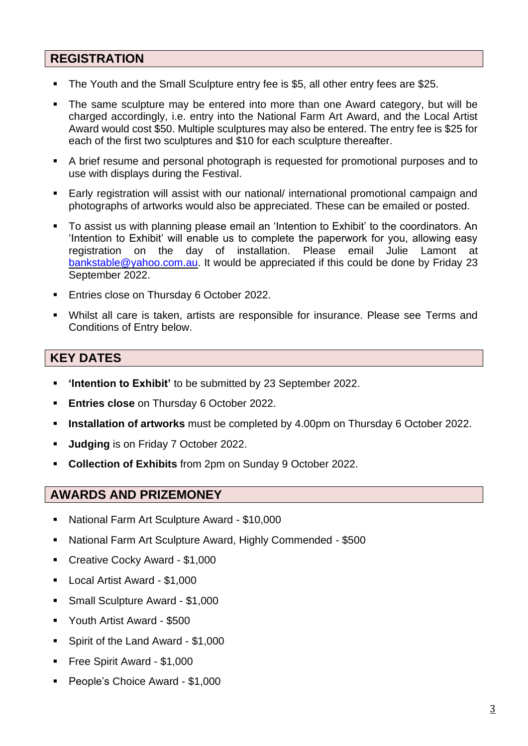## REGISTRATION

- The Youth and the Small Sculpture entry fee is $5, all other entry fees are $25.
- The same sculpture may be entered into more than one Award category, but will be charged accordingly, i.e. entry into the National Farm Art Award, and the Local Artist Award would cost $50. Multiple sculptures may also be entered. The entry fee is $25 for each of the first two sculptures and $10 for each sculpture thereafter.
- A brief resume and personal photograph is requested for promotional purposes and to use with displays during the Festival.
- Early registration will assist with our national/ international promotional campaign and photographs of artworks would also be appreciated. These can be emailed or posted.
- To assist us with planning please email an 'Intention to Exhibit' to the coordinators. An 'Intention to Exhibit' will enable us to complete the paperwork for you, allowing easy registration on the day of installation. Please email Julie Lamont at bankstable@yahoo.com.au. It would be appreciated if this could be done by Friday 23 September 2022.
- Entries close on Thursday 6 October 2022.
- Whilst all care is taken, artists are responsible for insurance. Please see Terms and Conditions of Entry below.

## KEY DATES

- **'Intention to Exhibit'** to be submitted by 23 September 2022.
- **Entries close** on Thursday 6 October 2022.
- **Installation of artworks** must be completed by 4.00pm on Thursday 6 October 2022.
- **Judging** is on Friday 7 October 2022.
- **Collection of Exhibits** from 2pm on Sunday 9 October 2022.

## AWARDS AND PRIZEMONEY

- National Farm Art Sculpture Award - $10,000
- National Farm Art Sculpture Award, Highly Commended - $500
- Creative Cocky Award - $1,000
- Local Artist Award - $1,000
- Small Sculpture Award - $1,000
- Youth Artist Award - $500
- Spirit of the Land Award - $1,000
- Free Spirit Award - $1,000
- People's Choice Award - $1,000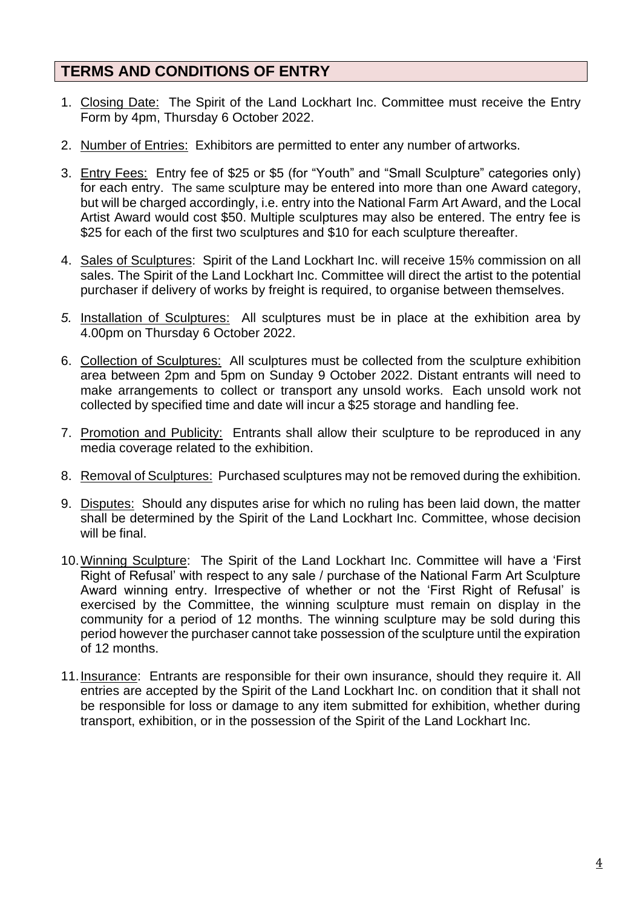## TERMS AND CONDITIONS OF ENTRY

1. Closing Date: The Spirit of the Land Lockhart Inc. Committee must receive the Entry Form by 4pm, Thursday 6 October 2022.
2. Number of Entries: Exhibitors are permitted to enter any number of artworks.
3. Entry Fees: Entry fee of $25 or $5 (for "Youth" and "Small Sculpture" categories only) for each entry. The same sculpture may be entered into more than one Award category, but will be charged accordingly, i.e. entry into the National Farm Art Award, and the Local Artist Award would cost $50. Multiple sculptures may also be entered. The entry fee is $25 for each of the first two sculptures and $10 for each sculpture thereafter.
4. Sales of Sculptures: Spirit of the Land Lockhart Inc. will receive 15% commission on all sales. The Spirit of the Land Lockhart Inc. Committee will direct the artist to the potential purchaser if delivery of works by freight is required, to organise between themselves.
5. Installation of Sculptures: All sculptures must be in place at the exhibition area by 4.00pm on Thursday 6 October 2022.
6. Collection of Sculptures: All sculptures must be collected from the sculpture exhibition area between 2pm and 5pm on Sunday 9 October 2022. Distant entrants will need to make arrangements to collect or transport any unsold works. Each unsold work not collected by specified time and date will incur a $25 storage and handling fee.
7. Promotion and Publicity: Entrants shall allow their sculpture to be reproduced in any media coverage related to the exhibition.
8. Removal of Sculptures: Purchased sculptures may not be removed during the exhibition.
9. Disputes: Should any disputes arise for which no ruling has been laid down, the matter shall be determined by the Spirit of the Land Lockhart Inc. Committee, whose decision will be final.
10. Winning Sculpture: The Spirit of the Land Lockhart Inc. Committee will have a 'First Right of Refusal' with respect to any sale / purchase of the National Farm Art Sculpture Award winning entry. Irrespective of whether or not the 'First Right of Refusal' is exercised by the Committee, the winning sculpture must remain on display in the community for a period of 12 months. The winning sculpture may be sold during this period however the purchaser cannot take possession of the sculpture until the expiration of 12 months.
11. Insurance: Entrants are responsible for their own insurance, should they require it. All entries are accepted by the Spirit of the Land Lockhart Inc. on condition that it shall not be responsible for loss or damage to any item submitted for exhibition, whether during transport, exhibition, or in the possession of the Spirit of the Land Lockhart Inc.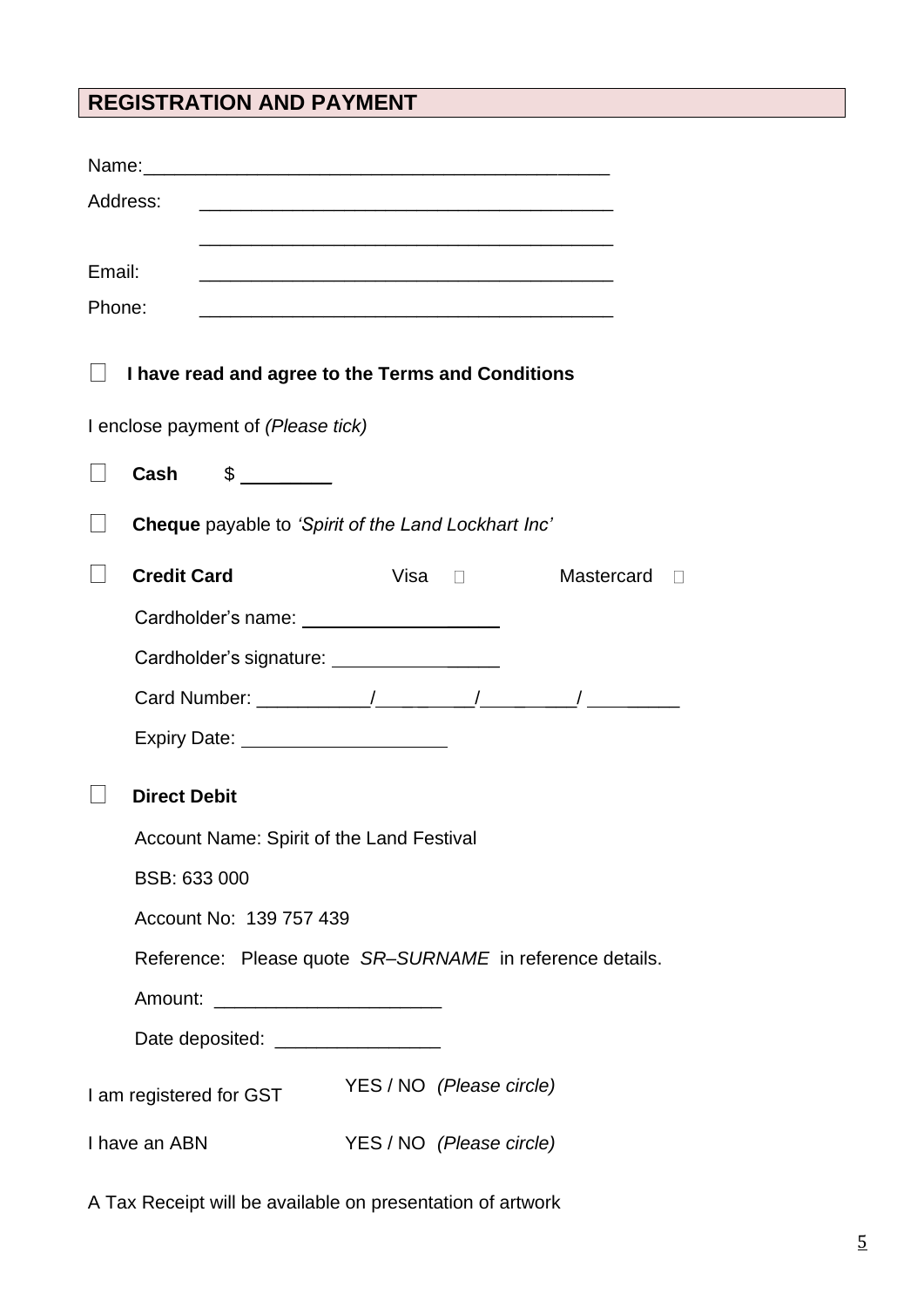## REGISTRATION AND PAYMENT

Name:_____________________________________________

Address: ________________________________________

________________________________________

Email: ________________________________________

Phone: ________________________________________

☐ **I have read and agree to the Terms and Conditions**

I enclose payment of *(Please tick)*

☐ **Cash** $ _________

☐ **Cheque** payable to *'Spirit of the Land Lockhart Inc'*

☐ **Credit Card** Visa ☐ Mastercard ☐

Cardholder's name: ___________________

Cardholder's signature: _______________

Card Number: ___________/__________/__________/ _________

Expiry Date: ____________________

☐ **Direct Debit**

Account Name: Spirit of the Land Festival

BSB: 633 000

Account No: 139 757 439

Reference: Please quote *SR–SURNAME* in reference details.

Amount: ______________________

Date deposited: ________________

I am registered for GST YES / NO *(Please circle)*

I have an ABN YES / NO *(Please circle)*

A Tax Receipt will be available on presentation of artwork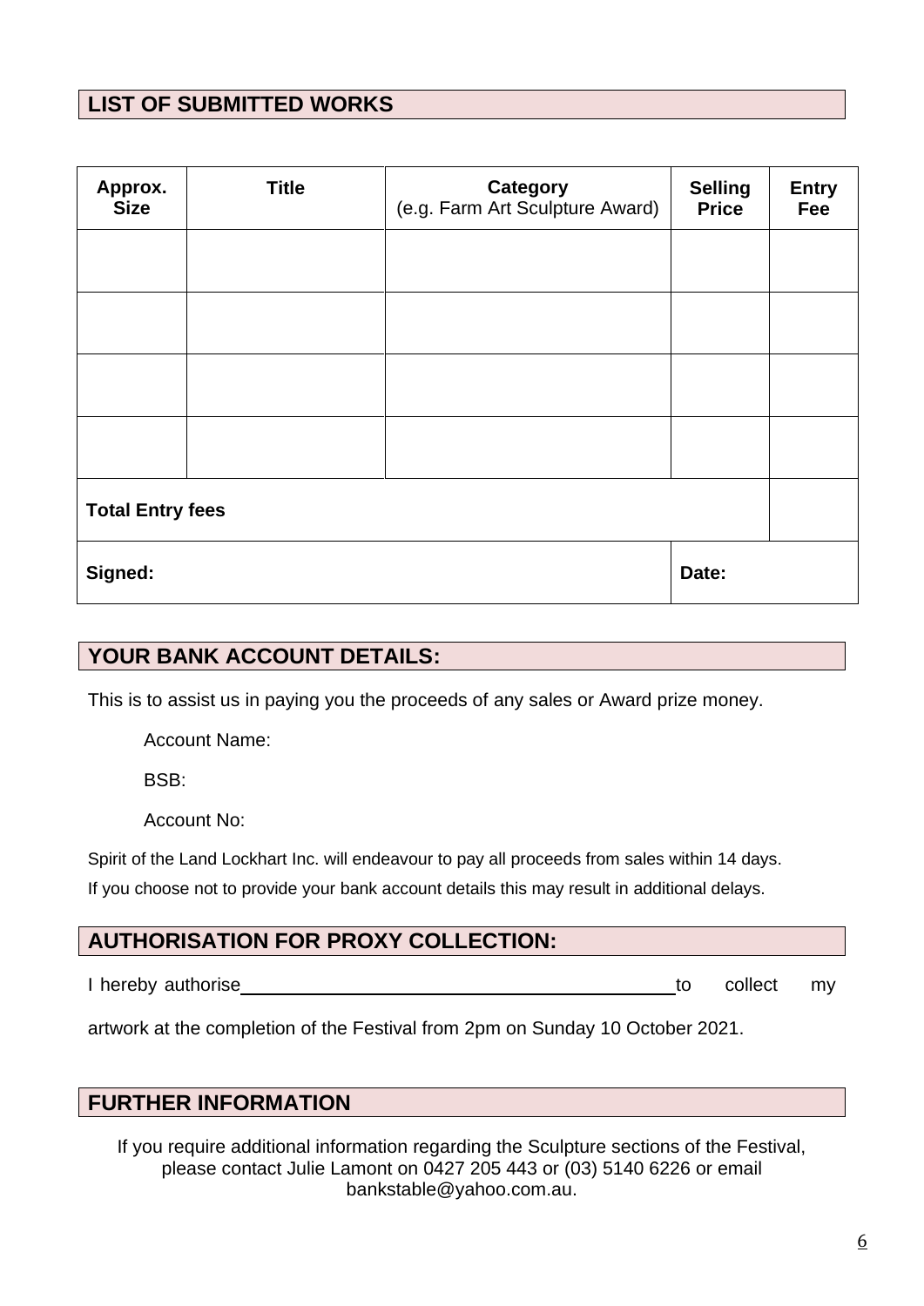## LIST OF SUBMITTED WORKS

| Approx. Size | Title | Category (e.g. Farm Art Sculpture Award) | Selling Price | Entry Fee |
|---|---|---|---|---|
| | | | | |
| | | | | |
| | | | | |
| | | | | |
| **Total Entry fees** | | | | |
| **Signed:** | | | **Date:** | |

## YOUR BANK ACCOUNT DETAILS:

This is to assist us in paying you the proceeds of any sales or Award prize money.

Account Name:

BSB:

Account No:

Spirit of the Land Lockhart Inc. will endeavour to pay all proceeds from sales within 14 days.
If you choose not to provide your bank account details this may result in additional delays.

## AUTHORISATION FOR PROXY COLLECTION:

I hereby authorise ____________________________________________ to collect my artwork at the completion of the Festival from 2pm on Sunday 10 October 2021.

## FURTHER INFORMATION

If you require additional information regarding the Sculpture sections of the Festival, please contact Julie Lamont on 0427 205 443 or (03) 5140 6226 or email bankstable@yahoo.com.au.